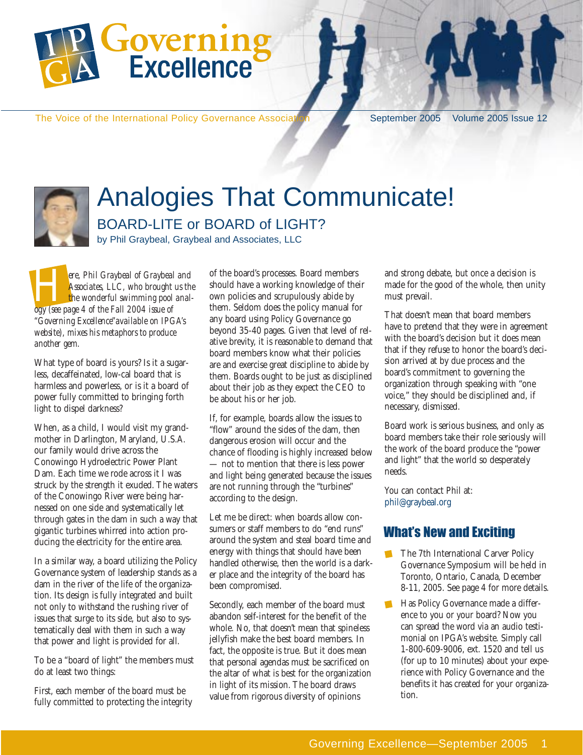# Governing Excellence

The Voice of the International Policy Governance Association

September 2005 Volume 2005 Issue 12

# Analogies That Communicate!

## BOARD-LITE or BOARD of LIGHT?

by Phil Graybeal, Graybeal and Associates, LLC

*Here, Phil Graybeal of Graybeal and Associates, LLC, who brought us the wonderful swimming pool analogy (see page 4 of the Fall 2004 issue of "Governing Excellence" available on IPGA's website), mixes his metaphors to produce another gem.*

What type of board is yours? Is it a sugarless, decaffeinated, low-cal board that is harmless and powerless, or is it a board of power fully committed to bringing forth light to dispel darkness?

When, as a child, I would visit my grandmother in Darlington, Maryland, U.S.A. our family would drive across the Conowingo Hydroelectric Power Plant Dam. Each time we rode across it I was struck by the strength it exuded. The waters of the Conowingo River were being harnessed on one side and systematically let through gates in the dam in such a way that gigantic turbines whirred into action producing the electricity for the entire area.

In a similar way, a board utilizing the Policy Governance system of leadership stands as a dam in the river of the life of the organization. Its design is fully integrated and built not only to withstand the rushing river of issues that surge to its side, but also to systematically deal with them in such a way that power and light is provided for all.

To be a "board of light" the members must do at least two things:

First, each member of the board must be fully committed to protecting the integrity of the board's processes. Board members should have a working knowledge of their own policies and scrupulously abide by them. Seldom does the policy manual for any board using Policy Governance go beyond 35-40 pages. Given that level of relative brevity, it is reasonable to demand that board members know what their policies are and exercise great discipline to abide by them. Boards ought to be just as disciplined about their job as they expect the CEO to be about his or her job.

If, for example, boards allow the issues to "flow" around the sides of the dam, then dangerous erosion will occur and the chance of flooding is highly increased below — not to mention that there is less power and light being generated because the issues are not running through the "turbines" according to the design.

Let me be direct: when boards allow consumers or staff members to do "end runs" around the system and steal board time and energy with things that should have been handled otherwise, then the world is a darker place and the integrity of the board has been compromised.

Secondly, each member of the board must abandon self-interest for the benefit of the whole. No, that doesn't mean that spineless jellyfish make the best board members. In fact, the opposite is true. But it does mean that personal agendas must be sacrificed on the altar of what is best for the organization in light of its mission. The board draws value from rigorous diversity of opinions and strong debate, but once a decision is made for the good of the whole, then unity must prevail.

That doesn't mean that board members have to pretend that they were in agreement with the board's decision but it does mean that if they refuse to honor the board's decision arrived at by due process and the board's commitment to governing the organization through speaking with "one voice," they should be disciplined and, if necessary, dismissed.

Board work is serious business, and only as board members take their role seriously will the work of the board produce the "power and light" that the world so desperately needs.

You can contact Phil at: phil@graybeal.org

## What's New and Exciting

- The 7th International Carver Policy Governance Symposium will be held in Toronto, Ontario, Canada, December 8-11, 2005. See page 4 for more details.
- Has Policy Governance made a difference to you or your board? Now you can spread the word via an audio testimonial on IPGA's website. Simply call 1-800-609-9006, ext. 1520 and tell us (for up to 10 minutes) about your experience with Policy Governance and the benefits it has created for your organization.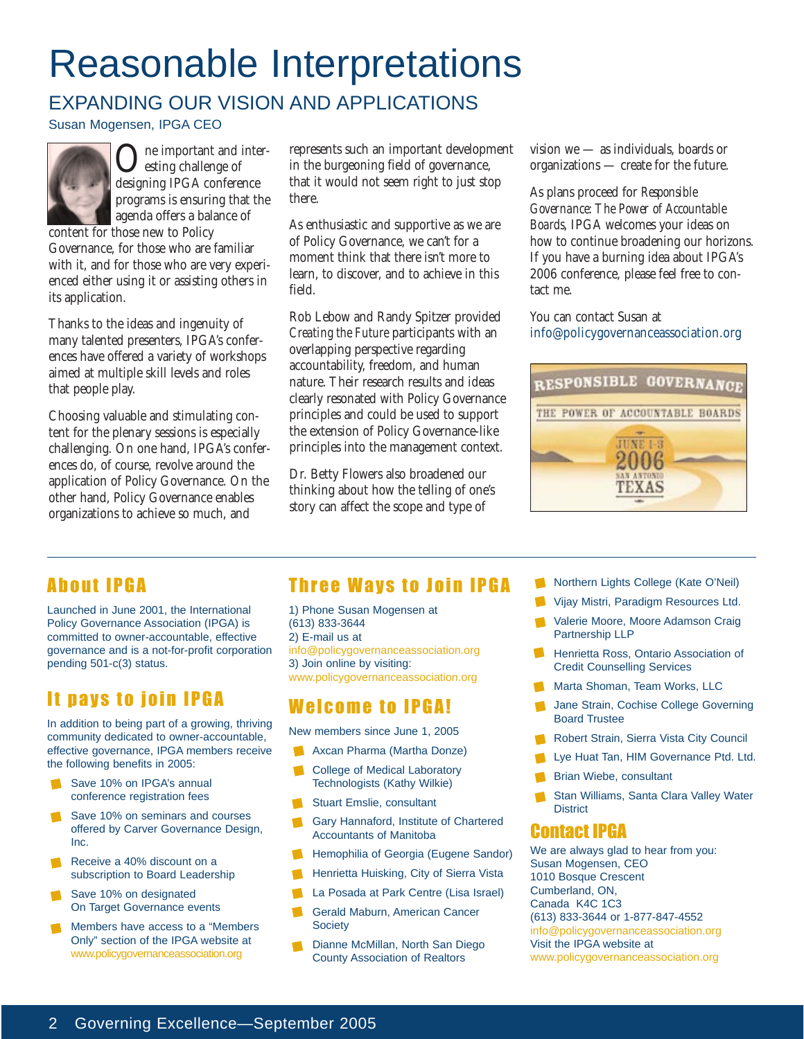# Reasonable Interpretations

## EXPANDING OUR VISION AND APPLICATIONS

Susan Mogensen, IPGA CEO

One important and interesting challenge of designing IPGA conference programs is ensuring that the agenda offers a balance of content for those new to Policy Governance, for those who are familiar with it, and for those who are very experienced either using it or assisting others in its application.

Thanks to the ideas and ingenuity of many talented presenters, IPGA's conferences have offered a variety of workshops aimed at multiple skill levels and roles that people play.

Choosing valuable and stimulating content for the plenary sessions is especially challenging. On one hand, IPGA's conferences do, of course, revolve around the application of Policy Governance. On the other hand, Policy Governance enables organizations to achieve so much, and represents such an important development in the burgeoning field of governance, that it would not seem right to just stop there.

As enthusiastic and supportive as we are of Policy Governance, we can't for a moment think that there isn't more to learn, to discover, and to achieve in this field.

Rob Lebow and Randy Spitzer provided *Creating the Future* participants with an overlapping perspective regarding accountability, freedom, and human nature. Their research results and ideas clearly resonated with Policy Governance principles and could be used to support the extension of Policy Governance-like principles into the management context.

Dr. Betty Flowers also broadened our thinking about how the telling of one's story can affect the scope and type of vision we — as individuals, boards or organizations — create for the future.

As plans proceed for *Responsible Governance: The Power of Accountable Boards*, IPGA welcomes your ideas on how to continue broadening our horizons. If you have a burning idea about IPGA's 2006 conference, please feel free to contact me.

You can contact Susan at info@policygovernanceassociation.org

RESPONSIBLE GOVERNANCE
THE POWER OF ACCOUNTABLE BOARDS
JUNE 1-3
2006
SAN ANTONIO
TEXAS

## About IPGA

Launched in June 2001, the International Policy Governance Association (IPGA) is committed to owner-accountable, effective governance and is a not-for-profit corporation pending 501-c(3) status.

## It pays to join IPGA

In addition to being part of a growing, thriving community dedicated to owner-accountable, effective governance, IPGA members receive the following benefits in 2005:

- Save 10% on IPGA's annual conference registration fees
- Save 10% on seminars and courses offered by Carver Governance Design, Inc.
- Receive a 40% discount on a subscription to Board Leadership
- Save 10% on designated On Target Governance events
- Members have access to a "Members Only" section of the IPGA website at www.policygovernanceassociation.org

## Three Ways to Join IPGA

1) Phone Susan Mogensen at (613) 833-3644
2) E-mail us at info@policygovernanceassociation.org
3) Join online by visiting: www.policygovernanceassociation.org

## Welcome to IPGA!

New members since June 1, 2005

- Axcan Pharma (Martha Donze)
- College of Medical Laboratory Technologists (Kathy Wilkie)
- Stuart Emslie, consultant
- Gary Hannaford, Institute of Chartered Accountants of Manitoba
- Hemophilia of Georgia (Eugene Sandor)
- Henrietta Huisking, City of Sierra Vista
- La Posada at Park Centre (Lisa Israel)
- Gerald Maburn, American Cancer Society
- Dianne McMillan, North San Diego County Association of Realtors
- Northern Lights College (Kate O'Neil)
- Vijay Mistri, Paradigm Resources Ltd.
- Valerie Moore, Moore Adamson Craig Partnership LLP
- Henrietta Ross, Ontario Association of Credit Counselling Services
- Marta Shoman, Team Works, LLC
- Jane Strain, Cochise College Governing Board Trustee
- Robert Strain, Sierra Vista City Council
- Lye Huat Tan, HIM Governance Ptd. Ltd.
- Brian Wiebe, consultant
- Stan Williams, Santa Clara Valley Water District

## Contact IPGA

We are always glad to hear from you:
Susan Mogensen, CEO
1010 Bosque Crescent
Cumberland, ON,
Canada K4C 1C3
(613) 833-3644 or 1-877-847-4552
info@policygovernanceassociation.org
Visit the IPGA website at
www.policygovernanceassociation.org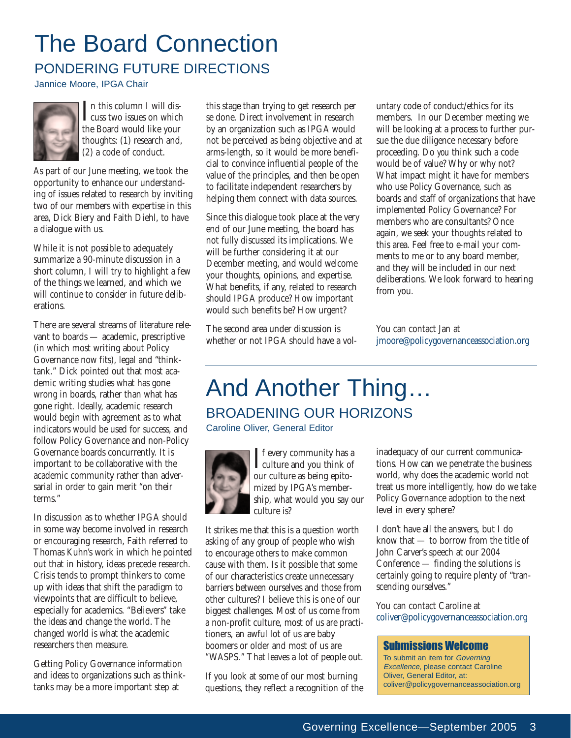# The Board Connection

## PONDERING FUTURE DIRECTIONS

Jannice Moore, IPGA Chair

In this column I will discuss two issues on which the Board would like your thoughts: (1) research and, (2) a code of conduct.

As part of our June meeting, we took the opportunity to enhance our understanding of issues related to research by inviting two of our members with expertise in this area, Dick Biery and Faith Diehl, to have a dialogue with us.

While it is not possible to adequately summarize a 90-minute discussion in a short column, I will try to highlight a few of the things we learned, and which we will continue to consider in future deliberations.

There are several streams of literature relevant to boards — academic, prescriptive (in which most writing about Policy Governance now fits), legal and "think-tank." Dick pointed out that most academic writing studies what has gone wrong in boards, rather than what has gone right. Ideally, academic research would begin with agreement as to what indicators would be used for success, and follow Policy Governance and non-Policy Governance boards concurrently. It is important to be collaborative with the academic community rather than adversarial in order to gain merit "on their terms."

In discussion as to whether IPGA should in some way become involved in research or encouraging research, Faith referred to Thomas Kuhn's work in which he pointed out that in history, ideas precede research. Crisis tends to prompt thinkers to come up with ideas that shift the paradigm to viewpoints that are difficult to believe, especially for academics. "Believers" take the ideas and change the world. The changed world is what the academic researchers then measure.

Getting Policy Governance information and ideas to organizations such as think-tanks may be a more important step at this stage than trying to get research per se done. Direct involvement in research by an organization such as IPGA would not be perceived as being objective and at arms-length, so it would be more beneficial to convince influential people of the value of the principles, and then be open to facilitate independent researchers by helping them connect with data sources.

Since this dialogue took place at the very end of our June meeting, the board has not fully discussed its implications. We will be further considering it at our December meeting, and would welcome your thoughts, opinions, and expertise. What benefits, if any, related to research should IPGA produce? How important would such benefits be? How urgent?

The second area under discussion is whether or not IPGA should have a voluntary code of conduct/ethics for its members. In our December meeting we will be looking at a process to further pursue the due diligence necessary before proceeding. Do *you* think such a code would be of value? Why or why not? What impact might it have for members who use Policy Governance, such as boards and staff of organizations that have implemented Policy Governance? For members who are consultants? Once again, we seek your thoughts related to this area. Feel free to e-mail your comments to me or to any board member, and they will be included in our next deliberations. We look forward to hearing from you.

You can contact Jan at
jmoore@policygovernanceassociation.org

# And Another Thing…

## BROADENING OUR HORIZONS

Caroline Oliver, General Editor

If every community has a culture and you think of our culture as being epitomized by IPGA's membership, what would you say our culture is?

It strikes me that this is a question worth asking of any group of people who wish to encourage others to make common cause with them. Is it possible that some of our characteristics create unnecessary barriers between ourselves and those from other cultures? I believe this is one of our biggest challenges. Most of us come from a non-profit culture, most of us are practitioners, an awful lot of us are baby boomers or older and most of us are "WASPS." That leaves a lot of people out.

If you look at some of our most burning questions, they reflect a recognition of the inadequacy of our current communications. How can we penetrate the business world, why does the academic world not treat us more intelligently, how do we take Policy Governance adoption to the next level in every sphere?

I don't have all the answers, but I do know that — to borrow from the title of John Carver's speech at our 2004 Conference — finding the solutions is certainly going to require plenty of "transcending ourselves."

You can contact Caroline at
coliver@policygovernanceassociation.org

**Submissions Welcome**

To submit an item for *Governing Excellence*, please contact Caroline Oliver, General Editor, at:
coliver@policygovernanceassociation.org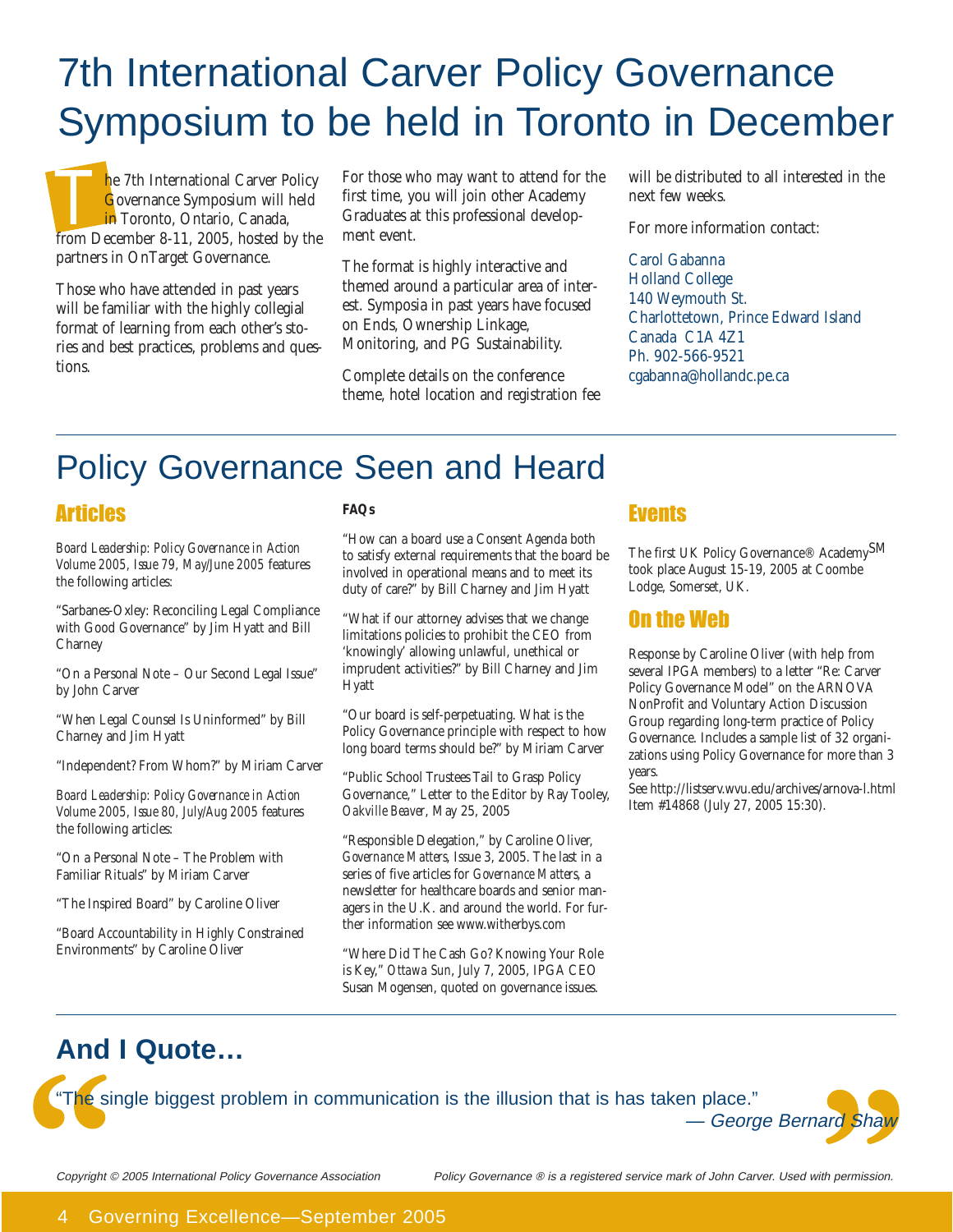# 7th International Carver Policy Governance Symposium to be held in Toronto in December

The 7th International Carver Policy Governance Symposium will held in Toronto, Ontario, Canada, from December 8-11, 2005, hosted by the partners in OnTarget Governance.

Those who have attended in past years will be familiar with the highly collegial format of learning from each other's stories and best practices, problems and questions.

For those who may want to attend for the first time, you will join other Academy Graduates at this professional development event.

The format is highly interactive and themed around a particular area of interest. Symposia in past years have focused on Ends, Ownership Linkage, Monitoring, and PG Sustainability.

Complete details on the conference theme, hotel location and registration fee will be distributed to all interested in the next few weeks.

For more information contact:

Carol Gabanna
Holland College
140 Weymouth St.
Charlottetown, Prince Edward Island
Canada C1A 4Z1
Ph. 902-566-9521
cgabanna@hollandc.pe.ca

# Policy Governance Seen and Heard

## Articles

*Board Leadership: Policy Governance in Action Volume 2005, Issue 79, May/June 2005* features the following articles:

"Sarbanes-Oxley: Reconciling Legal Compliance with Good Governance" by Jim Hyatt and Bill Charney

"On a Personal Note – Our Second Legal Issue" by John Carver

"When Legal Counsel Is Uninformed" by Bill Charney and Jim Hyatt

"Independent? From Whom?" by Miriam Carver

*Board Leadership: Policy Governance in Action Volume 2005, Issue 80, July/Aug 2005* features the following articles:

"On a Personal Note – The Problem with Familiar Rituals" by Miriam Carver

"The Inspired Board" by Caroline Oliver

"Board Accountability in Highly Constrained Environments" by Caroline Oliver

### FAQs

"How can a board use a Consent Agenda both to satisfy external requirements that the board be involved in operational means and to meet its duty of care?" by Bill Charney and Jim Hyatt

"What if our attorney advises that we change limitations policies to prohibit the CEO from 'knowingly' allowing unlawful, unethical or imprudent activities?" by Bill Charney and Jim Hyatt

"Our board is self-perpetuating. What is the Policy Governance principle with respect to how long board terms should be?" by Miriam Carver

"Public School Trustees Tail to Grasp Policy Governance," Letter to the Editor by Ray Tooley, *Oakville Beaver*, May 25, 2005

"Responsible Delegation," by Caroline Oliver, *Governance Matters*, Issue 3, 2005. The last in a series of five articles for *Governance Matters*, a newsletter for healthcare boards and senior managers in the U.K. and around the world. For further information see www.witherbys.com

"Where Did The Cash Go? Knowing Your Role is Key," *Ottawa Sun*, July 7, 2005, IPGA CEO Susan Mogensen, quoted on governance issues.

## Events

The first UK Policy Governance® Academy[SM] took place August 15-19, 2005 at Coombe Lodge, Somerset, UK.

## On the Web

Response by Caroline Oliver (with help from several IPGA members) to a letter "Re: Carver Policy Governance Model" on the ARNOVA NonProfit and Voluntary Action Discussion Group regarding long-term practice of Policy Governance. Includes a sample list of 32 organizations using Policy Governance for more than 3 years.
See http://listserv.wvu.edu/archives/arnova-l.html Item #14868 (July 27, 2005 15:30).

## And I Quote…

"The single biggest problem in communication is the illusion that is has taken place."
— *George Bernard Shaw*

*Copyright © 2005 International Policy Governance Association*

*Policy Governance ® is a registered service mark of John Carver. Used with permission.*